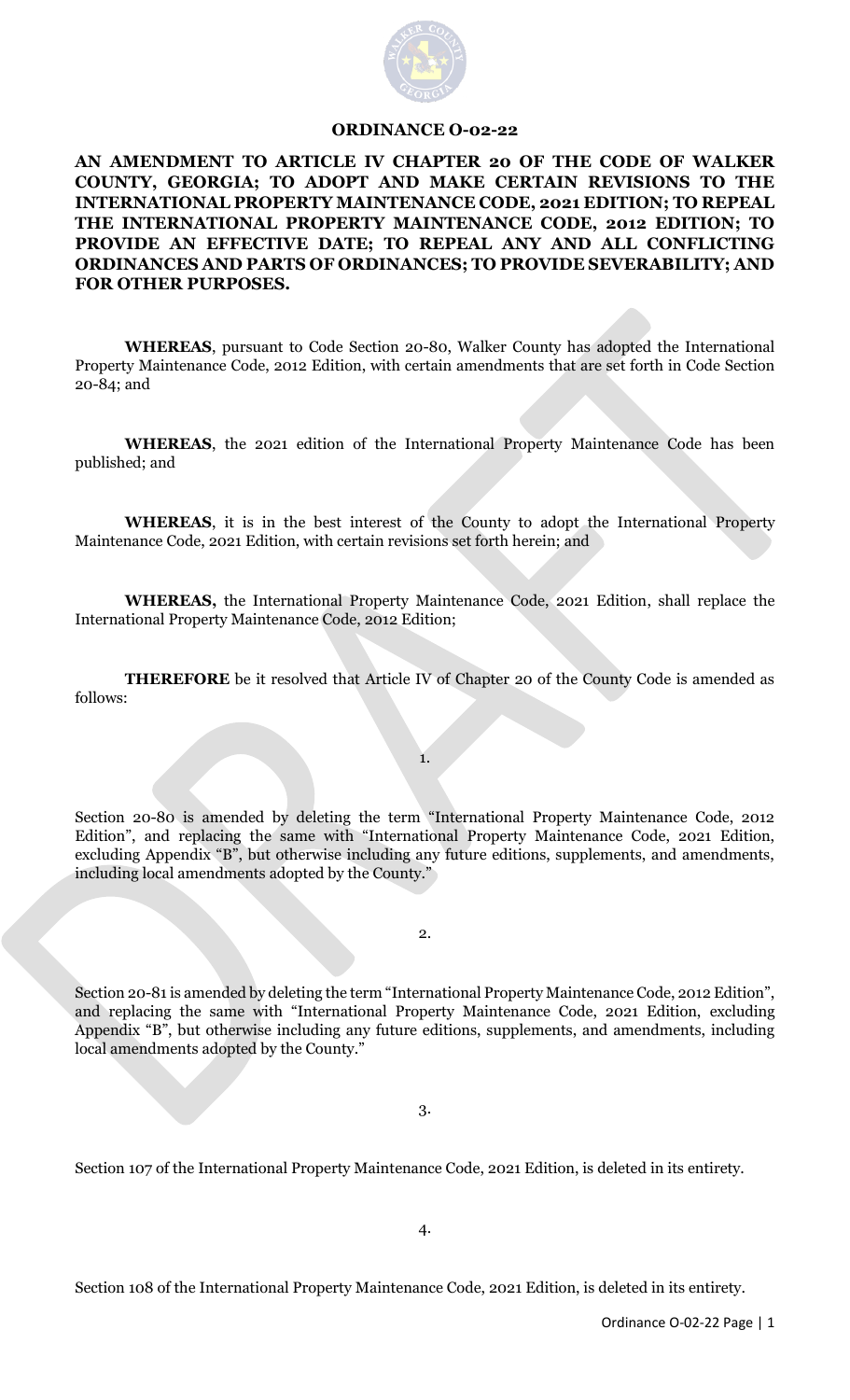# ORDINANCE O-02-22

**AN AMENDMENT TO ARTICLE IV CHAPTER 20 OF THE CODE OF WALKER COUNTY, GEORGIA; TO ADOPT AND MAKE CERTAIN REVISIONS TO THE INTERNATIONAL PROPERTY MAINTENANCE CODE, 2021 EDITION; TO REPEAL THE INTERNATIONAL PROPERTY MAINTENANCE CODE, 2012 EDITION; TO PROVIDE AN EFFECTIVE DATE; TO REPEAL ANY AND ALL CONFLICTING ORDINANCES AND PARTS OF ORDINANCES; TO PROVIDE SEVERABILITY; AND FOR OTHER PURPOSES.**

**WHEREAS**, pursuant to Code Section 20-80, Walker County has adopted the International Property Maintenance Code, 2012 Edition, with certain amendments that are set forth in Code Section 20-84; and

**WHEREAS**, the 2021 edition of the International Property Maintenance Code has been published; and

**WHEREAS**, it is in the best interest of the County to adopt the International Property Maintenance Code, 2021 Edition, with certain revisions set forth herein; and

**WHEREAS,** the International Property Maintenance Code, 2021 Edition, shall replace the International Property Maintenance Code, 2012 Edition;

**THEREFORE** be it resolved that Article IV of Chapter 20 of the County Code is amended as follows:

1.

Section 20-80 is amended by deleting the term "International Property Maintenance Code, 2012 Edition", and replacing the same with "International Property Maintenance Code, 2021 Edition, excluding Appendix "B", but otherwise including any future editions, supplements, and amendments, including local amendments adopted by the County."

2.

Section 20-81 is amended by deleting the term "International Property Maintenance Code, 2012 Edition", and replacing the same with "International Property Maintenance Code, 2021 Edition, excluding Appendix "B", but otherwise including any future editions, supplements, and amendments, including local amendments adopted by the County."

3.

Section 107 of the International Property Maintenance Code, 2021 Edition, is deleted in its entirety.

4.

Section 108 of the International Property Maintenance Code, 2021 Edition, is deleted in its entirety.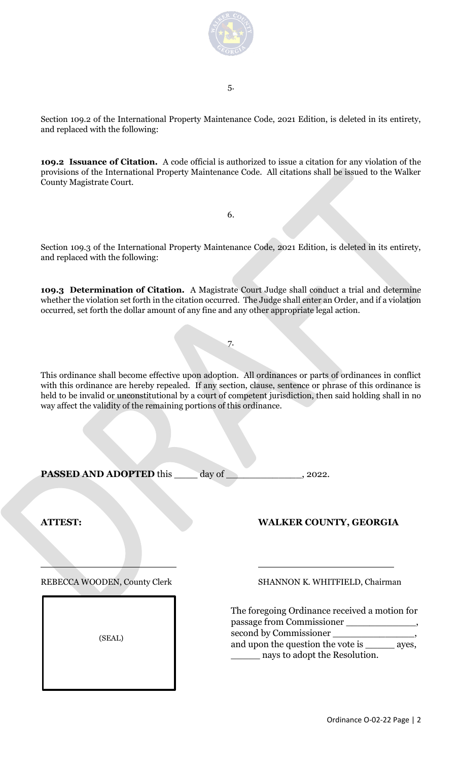5.

Section 109.2 of the International Property Maintenance Code, 2021 Edition, is deleted in its entirety, and replaced with the following:

**109.2 Issuance of Citation.** A code official is authorized to issue a citation for any violation of the provisions of the International Property Maintenance Code. All citations shall be issued to the Walker County Magistrate Court.

6.

Section 109.3 of the International Property Maintenance Code, 2021 Edition, is deleted in its entirety, and replaced with the following:

**109.3 Determination of Citation.** A Magistrate Court Judge shall conduct a trial and determine whether the violation set forth in the citation occurred. The Judge shall enter an Order, and if a violation occurred, set forth the dollar amount of any fine and any other appropriate legal action.

7.

This ordinance shall become effective upon adoption. All ordinances or parts of ordinances in conflict with this ordinance are hereby repealed. If any section, clause, sentence or phrase of this ordinance is held to be invalid or unconstitutional by a court of competent jurisdiction, then said holding shall in no way affect the validity of the remaining portions of this ordinance.

**PASSED AND ADOPTED** this ____ day of _____________, 2022.

**ATTEST:**

_________________________

REBECCA WOODEN, County Clerk

(SEAL)

**WALKER COUNTY, GEORGIA**

_________________________

SHANNON K. WHITFIELD, Chairman

The foregoing Ordinance received a motion for passage from Commissioner _____________, second by Commissioner _______________, and upon the question the vote is _____ ayes, _____ nays to adopt the Resolution.